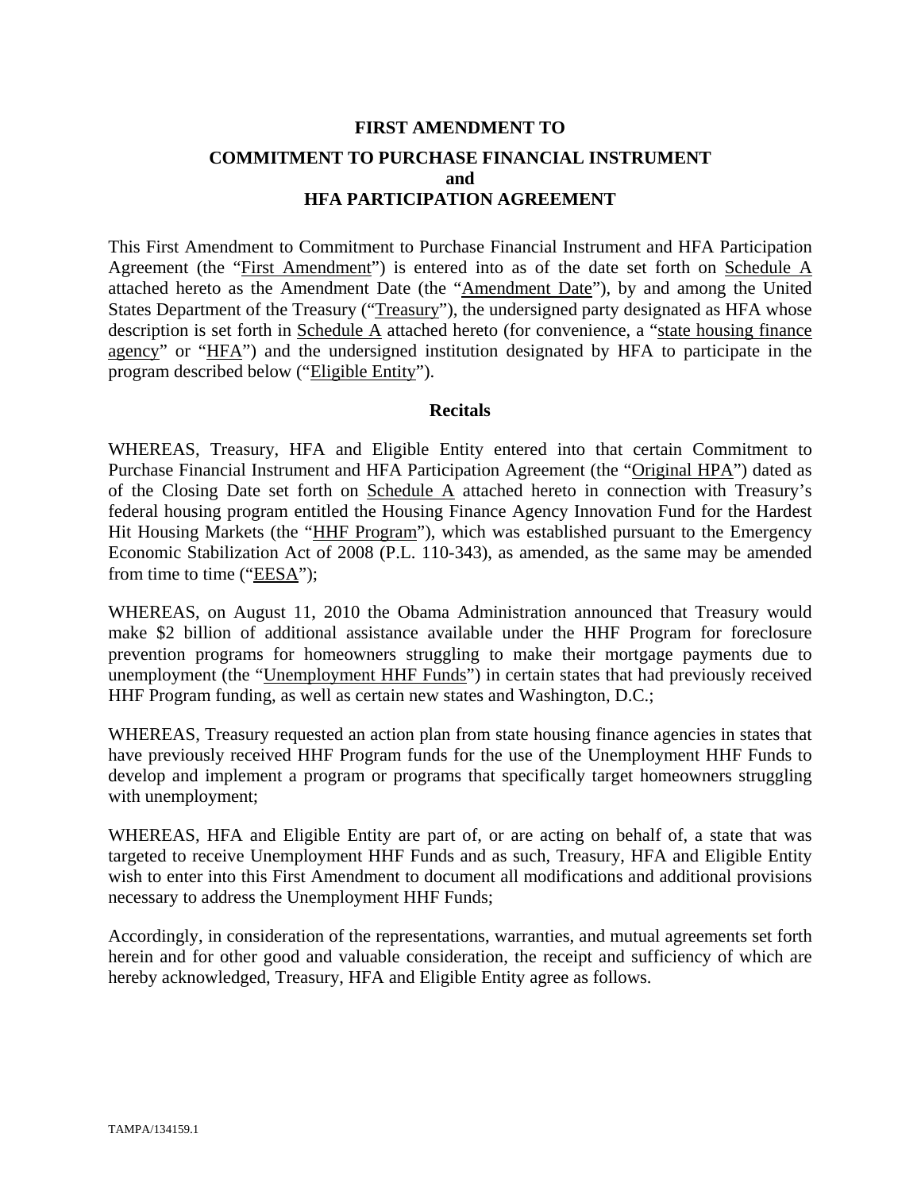# FIRST AMENDMENT TO

# COMMITMENT TO PURCHASE FINANCIAL INSTRUMENT and HFA PARTICIPATION AGREEMENT

This First Amendment to Commitment to Purchase Financial Instrument and HFA Participation Agreement (the "First Amendment") is entered into as of the date set forth on Schedule A attached hereto as the Amendment Date (the "Amendment Date"), by and among the United States Department of the Treasury ("Treasury"), the undersigned party designated as HFA whose description is set forth in Schedule A attached hereto (for convenience, a "state housing finance agency" or "HFA") and the undersigned institution designated by HFA to participate in the program described below ("Eligible Entity").

## Recitals

WHEREAS, Treasury, HFA and Eligible Entity entered into that certain Commitment to Purchase Financial Instrument and HFA Participation Agreement (the "Original HPA") dated as of the Closing Date set forth on Schedule A attached hereto in connection with Treasury's federal housing program entitled the Housing Finance Agency Innovation Fund for the Hardest Hit Housing Markets (the "HHF Program"), which was established pursuant to the Emergency Economic Stabilization Act of 2008 (P.L. 110-343), as amended, as the same may be amended from time to time ("EESA");

WHEREAS, on August 11, 2010 the Obama Administration announced that Treasury would make $2 billion of additional assistance available under the HHF Program for foreclosure prevention programs for homeowners struggling to make their mortgage payments due to unemployment (the "Unemployment HHF Funds") in certain states that had previously received HHF Program funding, as well as certain new states and Washington, D.C.;

WHEREAS, Treasury requested an action plan from state housing finance agencies in states that have previously received HHF Program funds for the use of the Unemployment HHF Funds to develop and implement a program or programs that specifically target homeowners struggling with unemployment;

WHEREAS, HFA and Eligible Entity are part of, or are acting on behalf of, a state that was targeted to receive Unemployment HHF Funds and as such, Treasury, HFA and Eligible Entity wish to enter into this First Amendment to document all modifications and additional provisions necessary to address the Unemployment HHF Funds;

Accordingly, in consideration of the representations, warranties, and mutual agreements set forth herein and for other good and valuable consideration, the receipt and sufficiency of which are hereby acknowledged, Treasury, HFA and Eligible Entity agree as follows.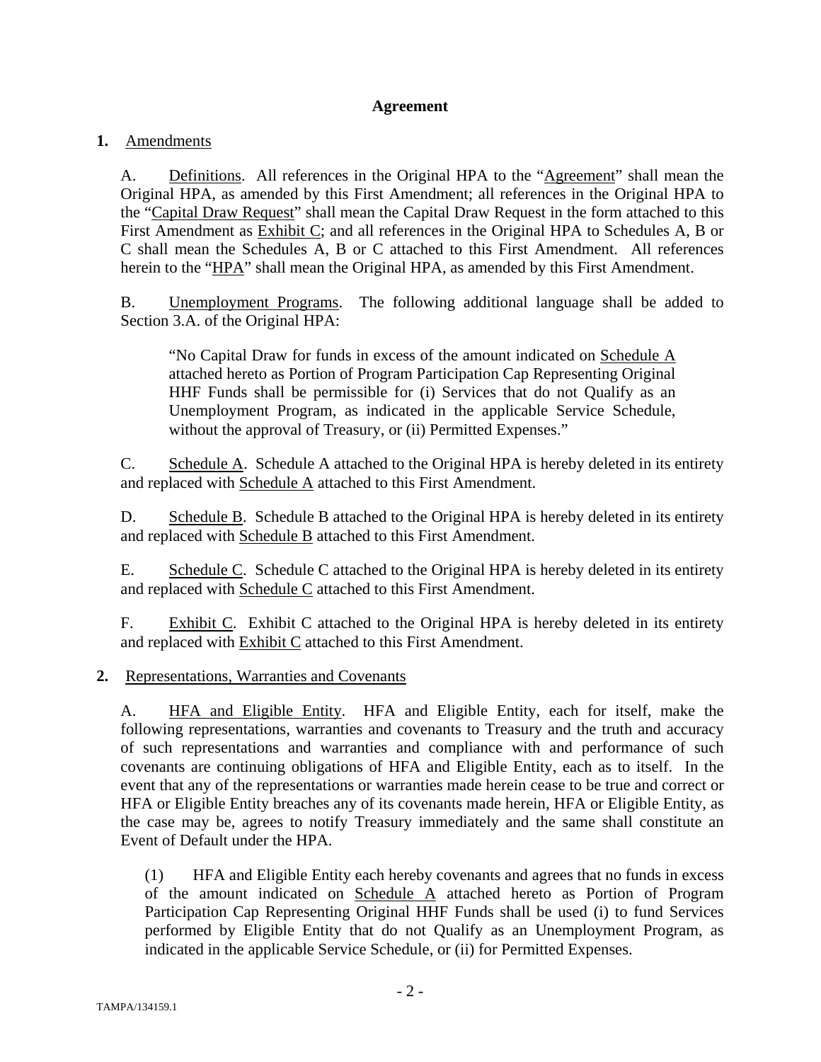## Agreement

**1.** Amendments

A. Definitions. All references in the Original HPA to the "Agreement" shall mean the Original HPA, as amended by this First Amendment; all references in the Original HPA to the "Capital Draw Request" shall mean the Capital Draw Request in the form attached to this First Amendment as Exhibit C; and all references in the Original HPA to Schedules A, B or C shall mean the Schedules A, B or C attached to this First Amendment. All references herein to the "HPA" shall mean the Original HPA, as amended by this First Amendment.

B. Unemployment Programs. The following additional language shall be added to Section 3.A. of the Original HPA:

> "No Capital Draw for funds in excess of the amount indicated on Schedule A attached hereto as Portion of Program Participation Cap Representing Original HHF Funds shall be permissible for (i) Services that do not Qualify as an Unemployment Program, as indicated in the applicable Service Schedule, without the approval of Treasury, or (ii) Permitted Expenses."

C. Schedule A. Schedule A attached to the Original HPA is hereby deleted in its entirety and replaced with Schedule A attached to this First Amendment.

D. Schedule B. Schedule B attached to the Original HPA is hereby deleted in its entirety and replaced with Schedule B attached to this First Amendment.

E. Schedule C. Schedule C attached to the Original HPA is hereby deleted in its entirety and replaced with Schedule C attached to this First Amendment.

F. Exhibit C. Exhibit C attached to the Original HPA is hereby deleted in its entirety and replaced with Exhibit C attached to this First Amendment.

**2.** Representations, Warranties and Covenants

A. HFA and Eligible Entity. HFA and Eligible Entity, each for itself, make the following representations, warranties and covenants to Treasury and the truth and accuracy of such representations and warranties and compliance with and performance of such covenants are continuing obligations of HFA and Eligible Entity, each as to itself. In the event that any of the representations or warranties made herein cease to be true and correct or HFA or Eligible Entity breaches any of its covenants made herein, HFA or Eligible Entity, as the case may be, agrees to notify Treasury immediately and the same shall constitute an Event of Default under the HPA.

(1) HFA and Eligible Entity each hereby covenants and agrees that no funds in excess of the amount indicated on Schedule A attached hereto as Portion of Program Participation Cap Representing Original HHF Funds shall be used (i) to fund Services performed by Eligible Entity that do not Qualify as an Unemployment Program, as indicated in the applicable Service Schedule, or (ii) for Permitted Expenses.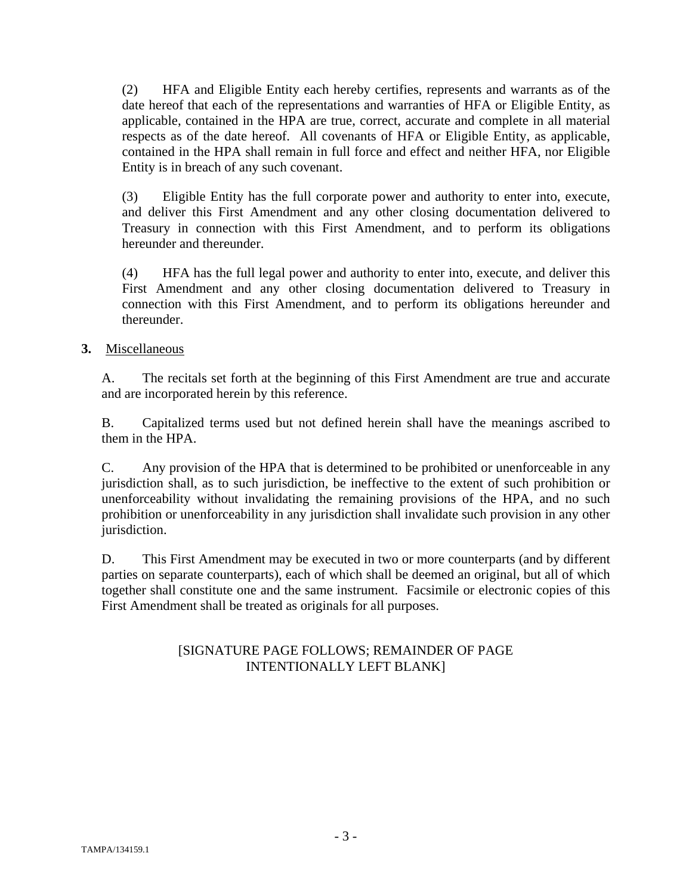(2) HFA and Eligible Entity each hereby certifies, represents and warrants as of the date hereof that each of the representations and warranties of HFA or Eligible Entity, as applicable, contained in the HPA are true, correct, accurate and complete in all material respects as of the date hereof. All covenants of HFA or Eligible Entity, as applicable, contained in the HPA shall remain in full force and effect and neither HFA, nor Eligible Entity is in breach of any such covenant.

(3) Eligible Entity has the full corporate power and authority to enter into, execute, and deliver this First Amendment and any other closing documentation delivered to Treasury in connection with this First Amendment, and to perform its obligations hereunder and thereunder.

(4) HFA has the full legal power and authority to enter into, execute, and deliver this First Amendment and any other closing documentation delivered to Treasury in connection with this First Amendment, and to perform its obligations hereunder and thereunder.

**3.** Miscellaneous

A. The recitals set forth at the beginning of this First Amendment are true and accurate and are incorporated herein by this reference.

B. Capitalized terms used but not defined herein shall have the meanings ascribed to them in the HPA.

C. Any provision of the HPA that is determined to be prohibited or unenforceable in any jurisdiction shall, as to such jurisdiction, be ineffective to the extent of such prohibition or unenforceability without invalidating the remaining provisions of the HPA, and no such prohibition or unenforceability in any jurisdiction shall invalidate such provision in any other jurisdiction.

D. This First Amendment may be executed in two or more counterparts (and by different parties on separate counterparts), each of which shall be deemed an original, but all of which together shall constitute one and the same instrument. Facsimile or electronic copies of this First Amendment shall be treated as originals for all purposes.

[SIGNATURE PAGE FOLLOWS; REMAINDER OF PAGE INTENTIONALLY LEFT BLANK]

TAMPA/134159.1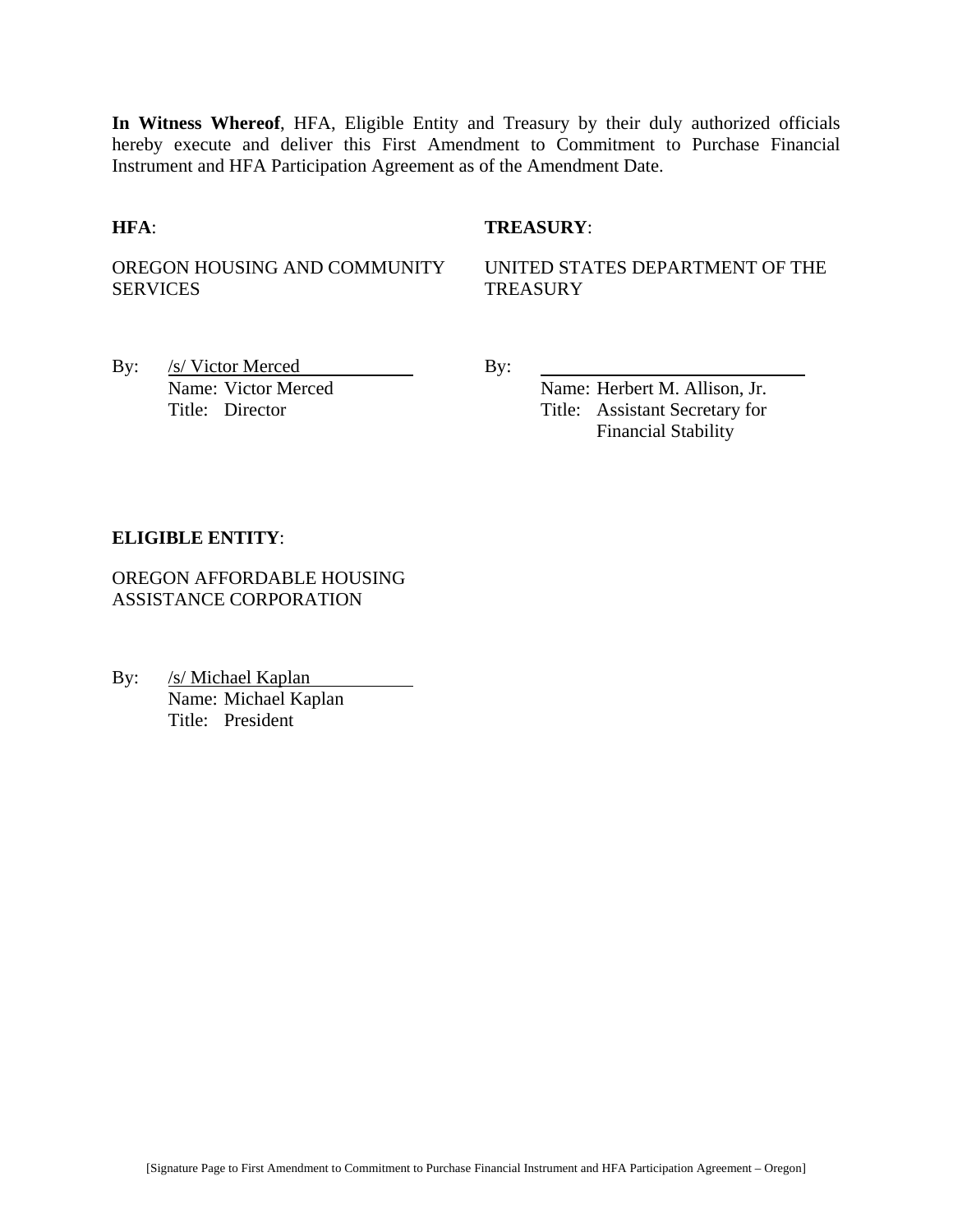**In Witness Whereof**, HFA, Eligible Entity and Treasury by their duly authorized officials hereby execute and deliver this First Amendment to Commitment to Purchase Financial Instrument and HFA Participation Agreement as of the Amendment Date.

**HFA**:

OREGON HOUSING AND COMMUNITY SERVICES

By: /s/ Victor Merced
Name: Victor Merced
Title: Director

**TREASURY**:

UNITED STATES DEPARTMENT OF THE TREASURY

By: ______________________________
Name: Herbert M. Allison, Jr.
Title: Assistant Secretary for Financial Stability

**ELIGIBLE ENTITY**:

OREGON AFFORDABLE HOUSING ASSISTANCE CORPORATION

By: /s/ Michael Kaplan
Name: Michael Kaplan
Title: President

[Signature Page to First Amendment to Commitment to Purchase Financial Instrument and HFA Participation Agreement – Oregon]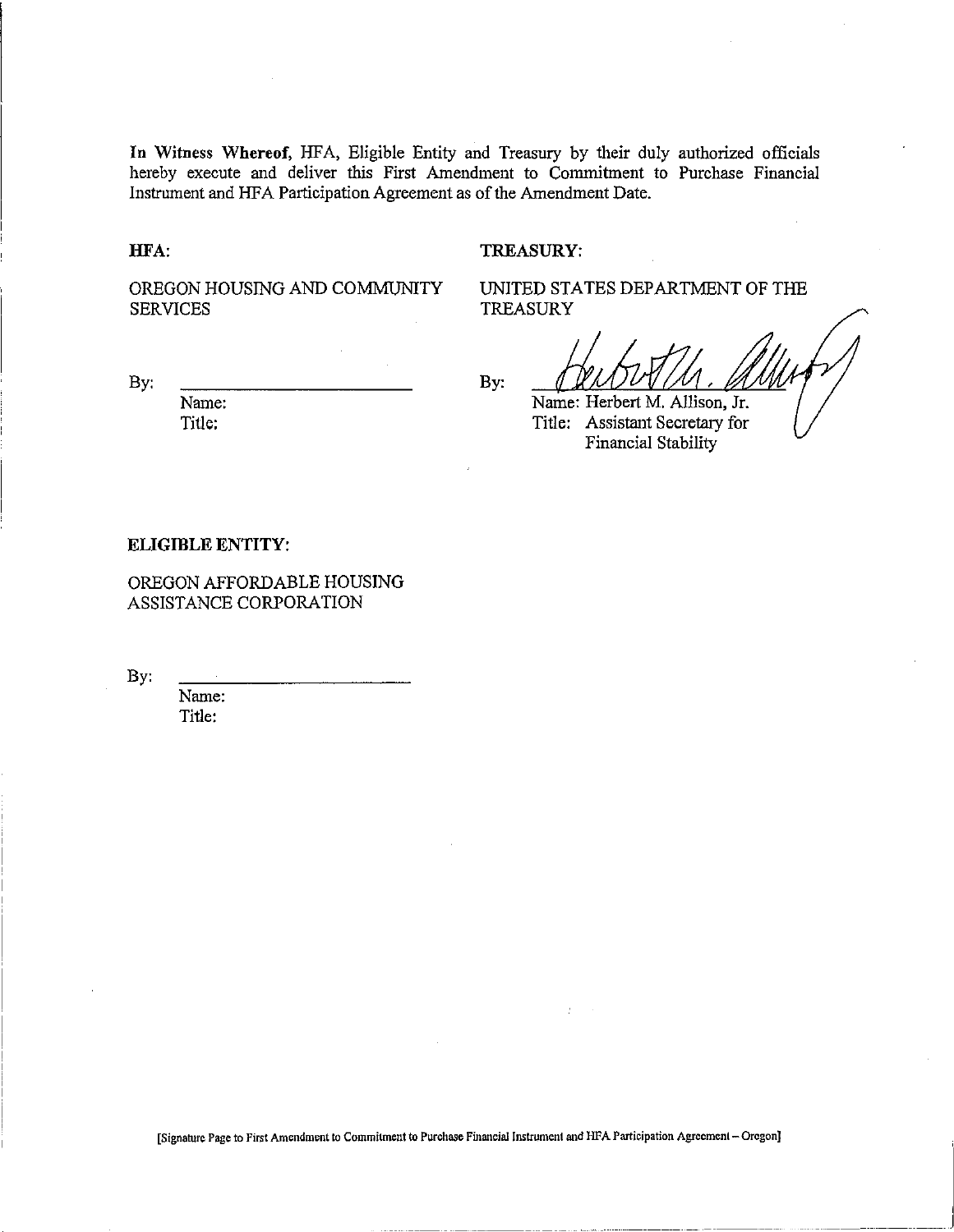**In Witness Whereof,** HFA, Eligible Entity and Treasury by their duly authorized officials hereby execute and deliver this First Amendment to Commitment to Purchase Financial Instrument and HFA Participation Agreement as of the Amendment Date.

**HFA:**

OREGON HOUSING AND COMMUNITY SERVICES

By: \_\_\_\_\_\_\_\_\_\_\_\_\_\_\_\_\_\_\_\_\_\_\_\_

Name:

Title:

**TREASURY:**

UNITED STATES DEPARTMENT OF THE TREASURY

By: \_\_\_\_\_\_\_\_\_\_\_\_\_\_\_\_\_\_\_\_\_\_\_\_

Name: Herbert M. Allison, Jr.

Title: Assistant Secretary for Financial Stability

**ELIGIBLE ENTITY:**

OREGON AFFORDABLE HOUSING ASSISTANCE CORPORATION

By: \_\_\_\_\_\_\_\_\_\_\_\_\_\_\_\_\_\_\_\_\_\_\_\_

Name:

Title:

[Signature Page to First Amendment to Commitment to Purchase Financial Instrument and HFA Participation Agreement – Oregon]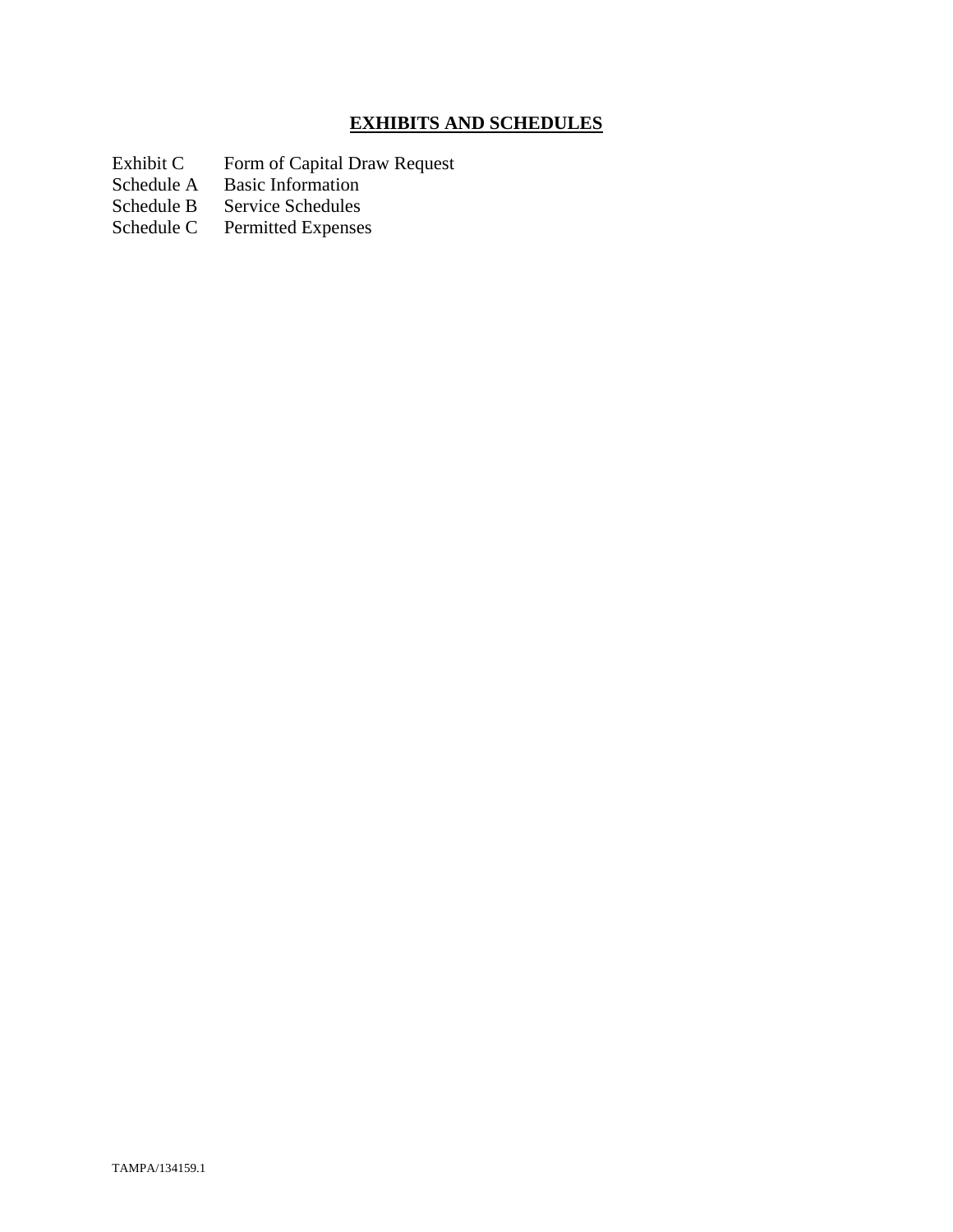## **EXHIBITS AND SCHEDULES**

| | |
|---|---|
| Exhibit C | Form of Capital Draw Request |
| Schedule A | Basic Information |
| Schedule B | Service Schedules |
| Schedule C | Permitted Expenses |

TAMPA/134159.1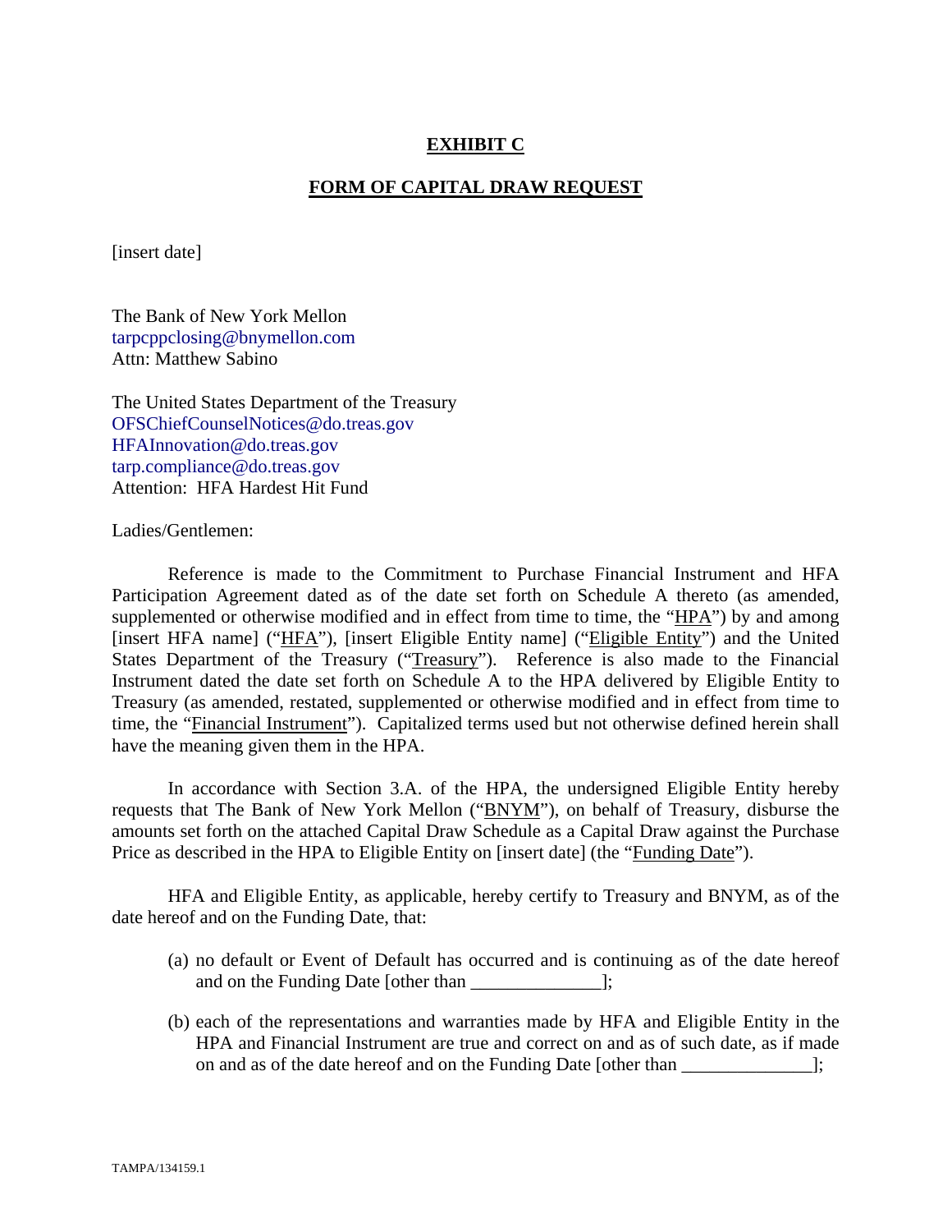# EXHIBIT C

## FORM OF CAPITAL DRAW REQUEST

[insert date]

The Bank of New York Mellon
tarpcppclosing@bnymellon.com
Attn: Matthew Sabino

The United States Department of the Treasury
OFSChiefCounselNotices@do.treas.gov
HFAInnovation@do.treas.gov
tarp.compliance@do.treas.gov
Attention: HFA Hardest Hit Fund

Ladies/Gentlemen:

Reference is made to the Commitment to Purchase Financial Instrument and HFA Participation Agreement dated as of the date set forth on Schedule A thereto (as amended, supplemented or otherwise modified and in effect from time to time, the "HPA") by and among [insert HFA name] ("HFA"), [insert Eligible Entity name] ("Eligible Entity") and the United States Department of the Treasury ("Treasury"). Reference is also made to the Financial Instrument dated the date set forth on Schedule A to the HPA delivered by Eligible Entity to Treasury (as amended, restated, supplemented or otherwise modified and in effect from time to time, the "Financial Instrument"). Capitalized terms used but not otherwise defined herein shall have the meaning given them in the HPA.

In accordance with Section 3.A. of the HPA, the undersigned Eligible Entity hereby requests that The Bank of New York Mellon ("BNYM"), on behalf of Treasury, disburse the amounts set forth on the attached Capital Draw Schedule as a Capital Draw against the Purchase Price as described in the HPA to Eligible Entity on [insert date] (the "Funding Date").

HFA and Eligible Entity, as applicable, hereby certify to Treasury and BNYM, as of the date hereof and on the Funding Date, that:

(a) no default or Event of Default has occurred and is continuing as of the date hereof and on the Funding Date [other than ______________];

(b) each of the representations and warranties made by HFA and Eligible Entity in the HPA and Financial Instrument are true and correct on and as of such date, as if made on and as of the date hereof and on the Funding Date [other than ______________];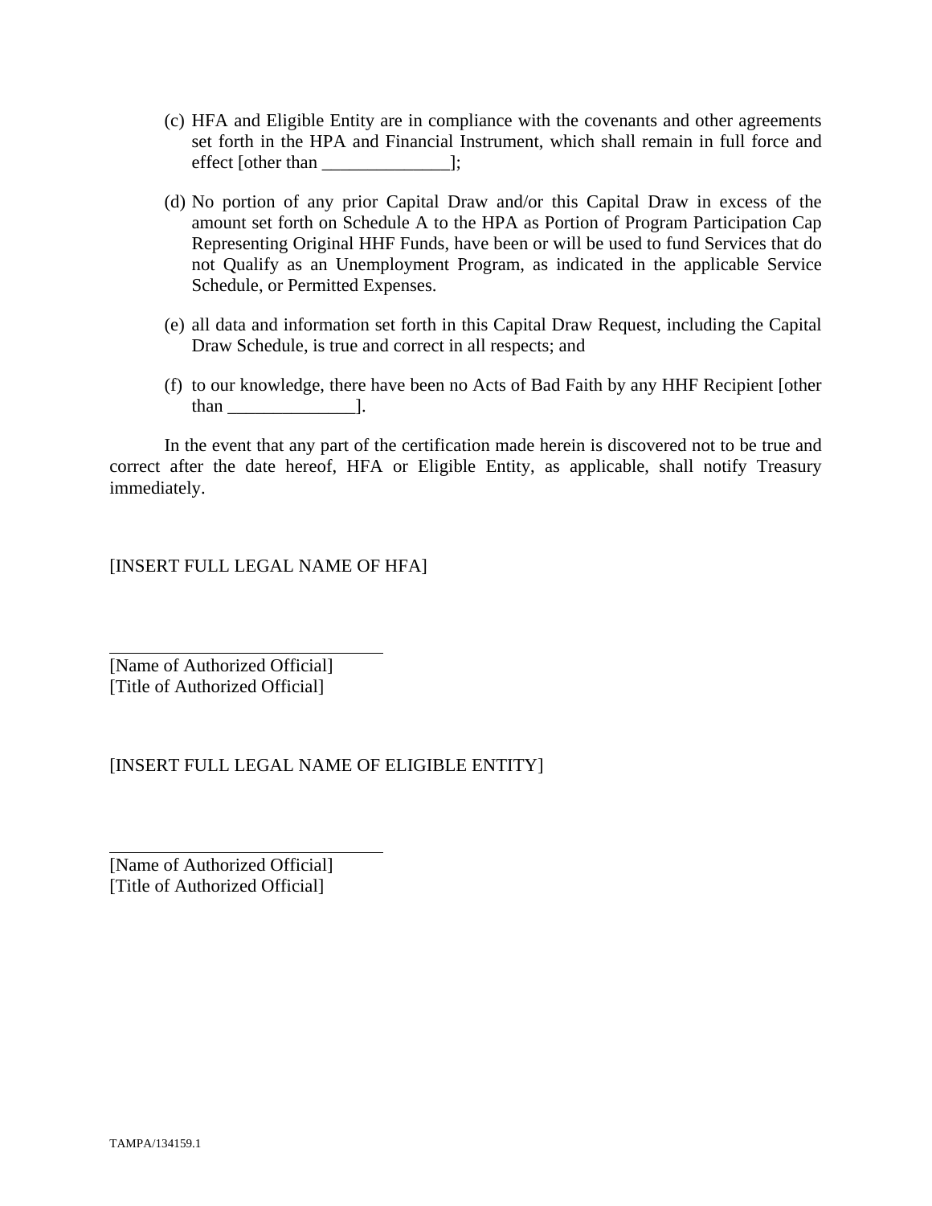(c) HFA and Eligible Entity are in compliance with the covenants and other agreements set forth in the HPA and Financial Instrument, which shall remain in full force and effect [other than ______________];

(d) No portion of any prior Capital Draw and/or this Capital Draw in excess of the amount set forth on Schedule A to the HPA as Portion of Program Participation Cap Representing Original HHF Funds, have been or will be used to fund Services that do not Qualify as an Unemployment Program, as indicated in the applicable Service Schedule, or Permitted Expenses.

(e) all data and information set forth in this Capital Draw Request, including the Capital Draw Schedule, is true and correct in all respects; and

(f) to our knowledge, there have been no Acts of Bad Faith by any HHF Recipient [other than ______________].

In the event that any part of the certification made herein is discovered not to be true and correct after the date hereof, HFA or Eligible Entity, as applicable, shall notify Treasury immediately.

[INSERT FULL LEGAL NAME OF HFA]

______________________________
[Name of Authorized Official]
[Title of Authorized Official]

[INSERT FULL LEGAL NAME OF ELIGIBLE ENTITY]

______________________________
[Name of Authorized Official]
[Title of Authorized Official]

TAMPA/134159.1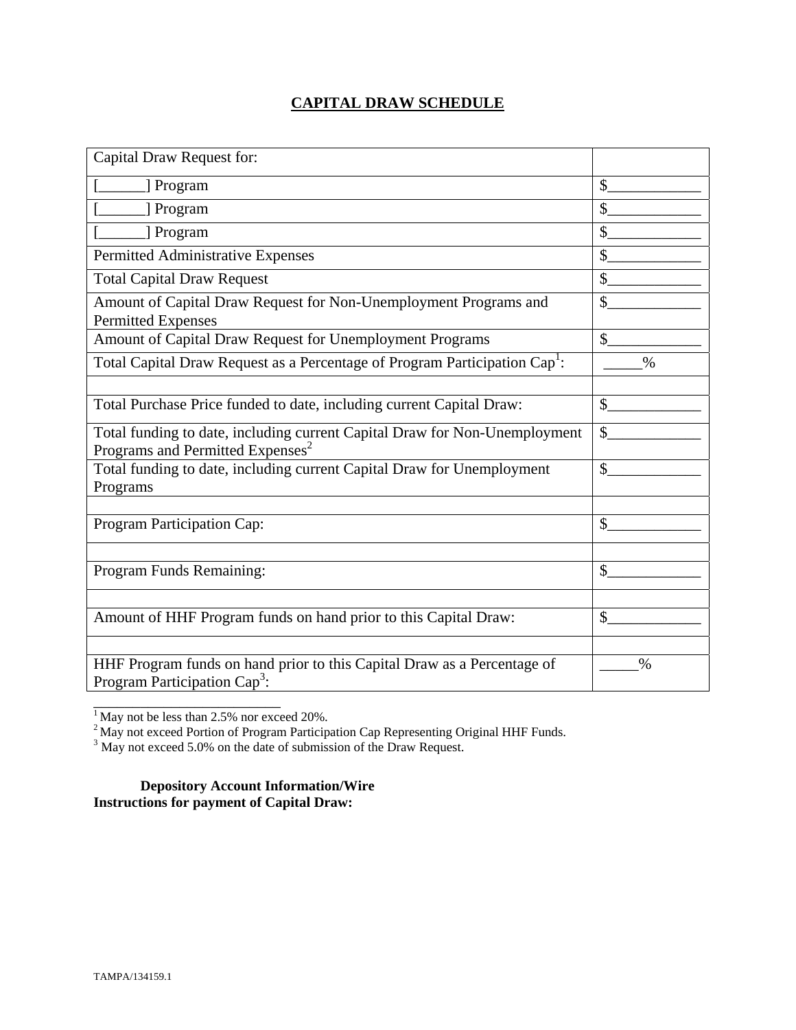# CAPITAL DRAW SCHEDULE

| Capital Draw Request for: | |
|---|---|
| [______] Program | $____________ |
| [______] Program | $____________ |
| [______] Program | $____________ |
| Permitted Administrative Expenses | $____________ |
| Total Capital Draw Request | $____________ |
| Amount of Capital Draw Request for Non-Unemployment Programs and Permitted Expenses | $____________ |
| Amount of Capital Draw Request for Unemployment Programs | $____________ |
| Total Capital Draw Request as a Percentage of Program Participation Cap[1]: | _____% |
| | |
| Total Purchase Price funded to date, including current Capital Draw: | $____________ |
| Total funding to date, including current Capital Draw for Non-Unemployment Programs and Permitted Expenses[2] | $____________ |
| Total funding to date, including current Capital Draw for Unemployment Programs | $____________ |
| | |
| Program Participation Cap: | $____________ |
| | |
| Program Funds Remaining: | $____________ |
| | |
| Amount of HHF Program funds on hand prior to this Capital Draw: | $____________ |
| | |
| HHF Program funds on hand prior to this Capital Draw as a Percentage of Program Participation Cap[3]: | _____% |

[1] May not be less than 2.5% nor exceed 20%.

[2] May not exceed Portion of Program Participation Cap Representing Original HHF Funds.

[3] May not exceed 5.0% on the date of submission of the Draw Request.

**Depository Account Information/Wire Instructions for payment of Capital Draw:**

TAMPA/134159.1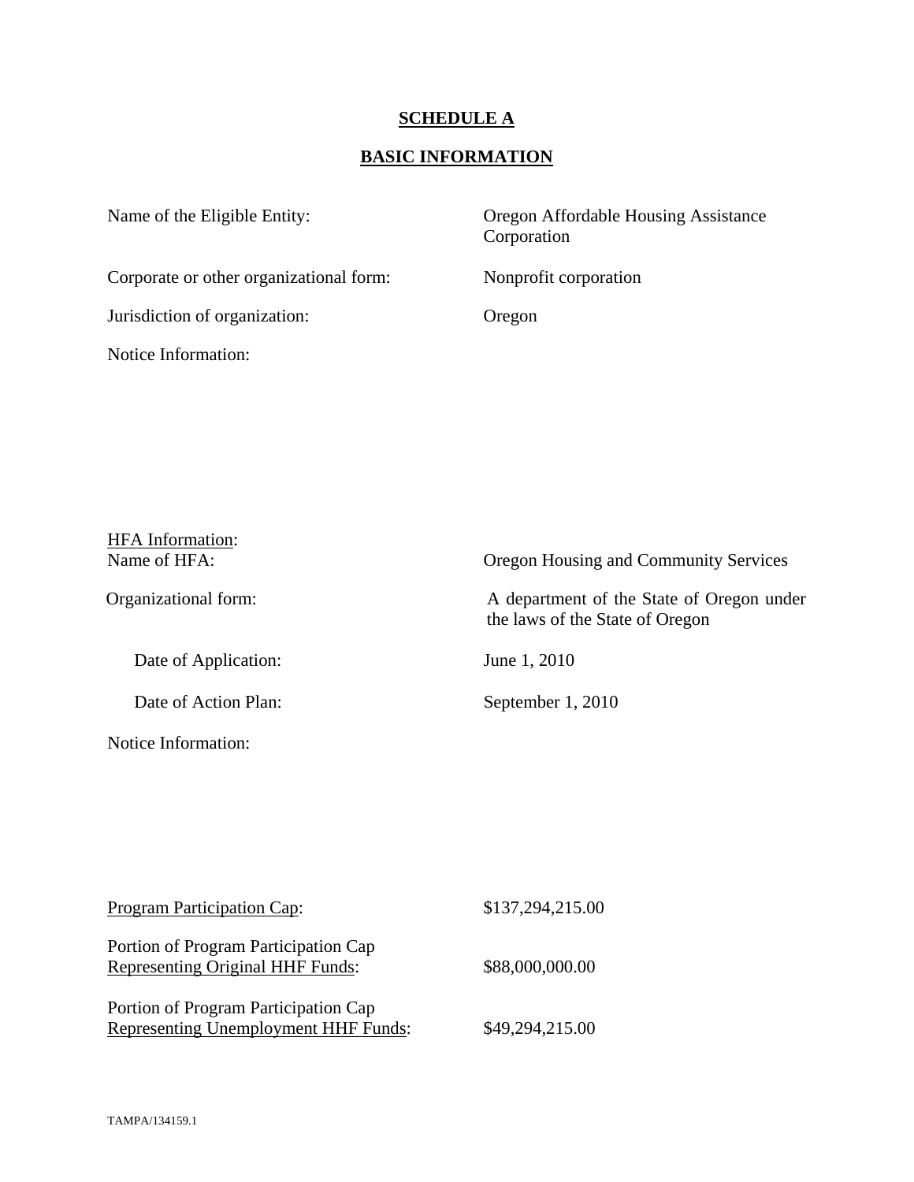# SCHEDULE A

## BASIC INFORMATION

| | |
|---|---|
| Name of the Eligible Entity: | Oregon Affordable Housing Assistance Corporation |
| Corporate or other organizational form: | Nonprofit corporation |
| Jurisdiction of organization: | Oregon |
| Notice Information: | |

| | |
|---|---|
| HFA Information: | |
| Name of HFA: | Oregon Housing and Community Services |
| Organizational form: | A department of the State of Oregon under the laws of the State of Oregon |
| Date of Application: | June 1, 2010 |
| Date of Action Plan: | September 1, 2010 |
| Notice Information: | |

| | |
|---|---|
| Program Participation Cap: | \$137,294,215.00 |
| Portion of Program Participation Cap Representing Original HHF Funds: | \$88,000,000.00 |
| Portion of Program Participation Cap Representing Unemployment HHF Funds: | \$49,294,215.00 |

TAMPA/134159.1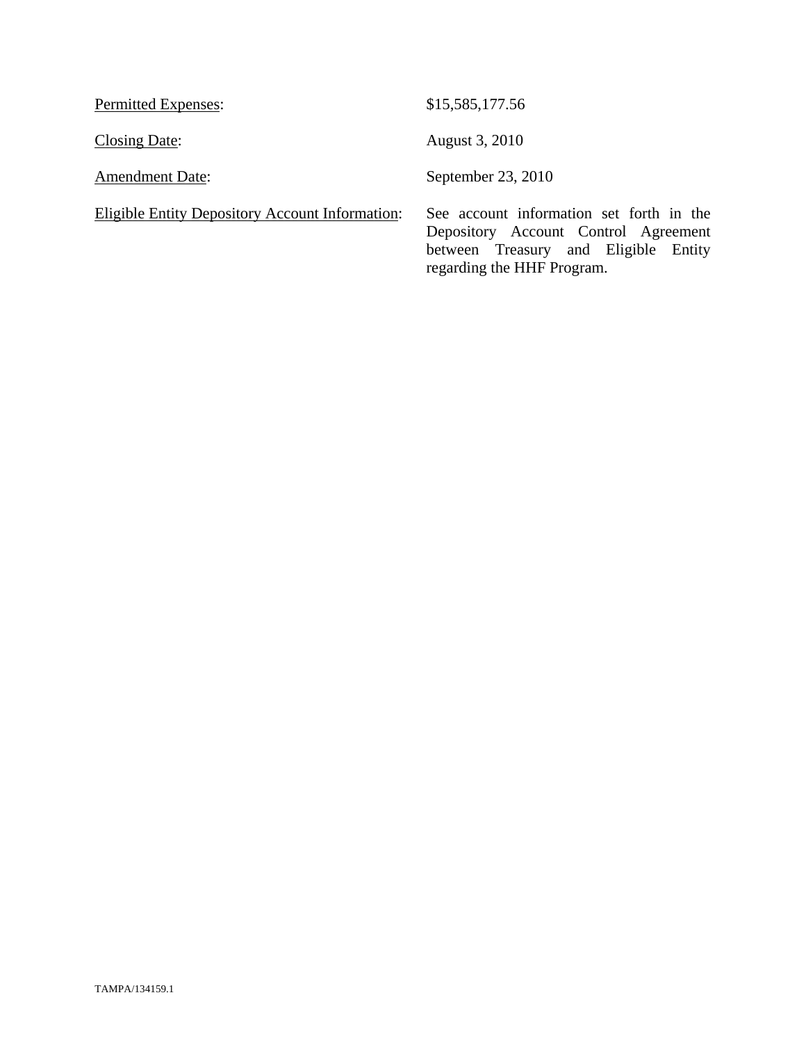| | |
|---|---|
| Permitted Expenses: | $15,585,177.56 |
| Closing Date: | August 3, 2010 |
| Amendment Date: | September 23, 2010 |
| Eligible Entity Depository Account Information: | See account information set forth in the Depository Account Control Agreement between Treasury and Eligible Entity regarding the HHF Program. |

TAMPA/134159.1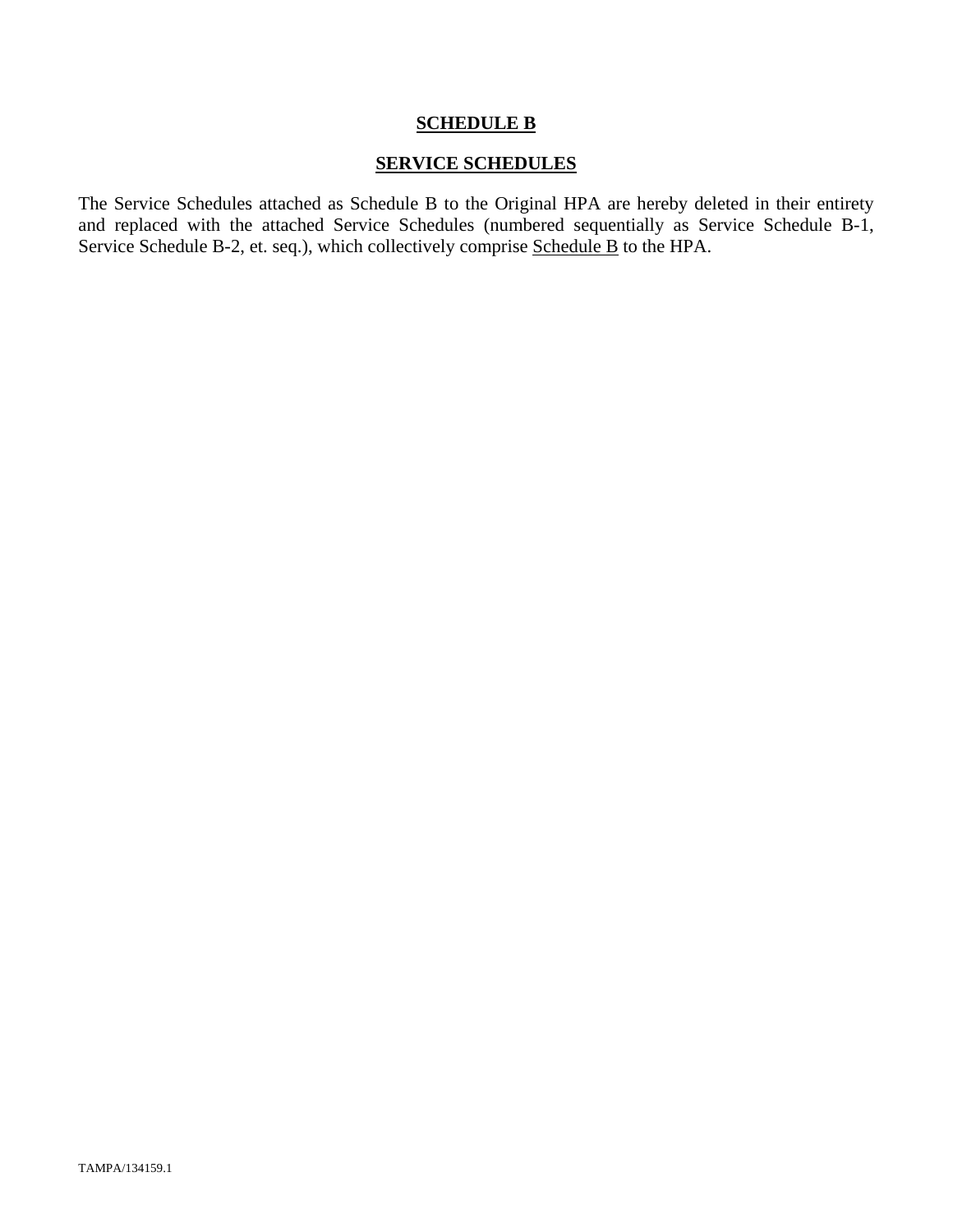**SCHEDULE B**

**SERVICE SCHEDULES**

The Service Schedules attached as Schedule B to the Original HPA are hereby deleted in their entirety and replaced with the attached Service Schedules (numbered sequentially as Service Schedule B-1, Service Schedule B-2, et. seq.), which collectively comprise Schedule B to the HPA.

TAMPA/134159.1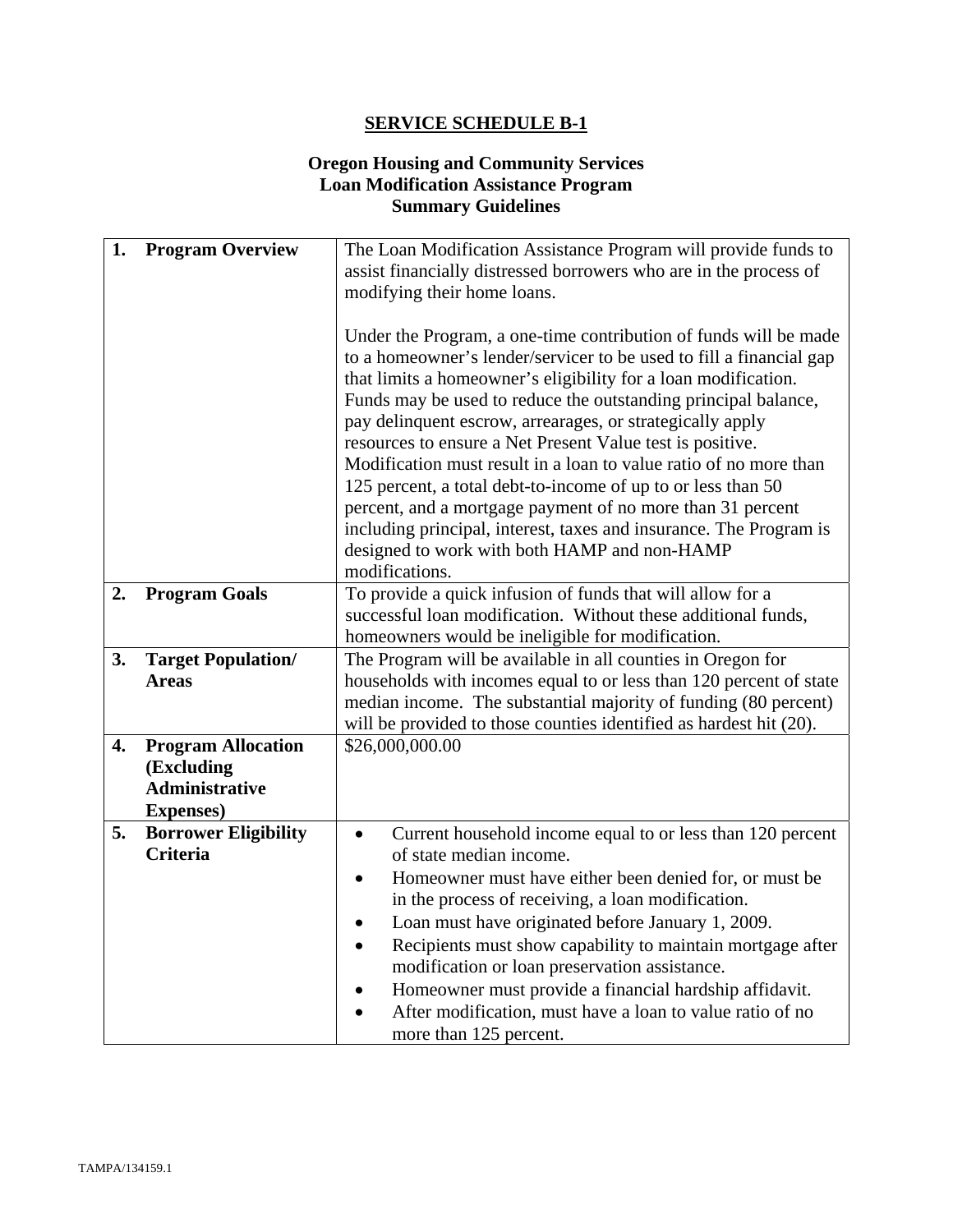# SERVICE SCHEDULE B-1

## Oregon Housing and Community Services
## Loan Modification Assistance Program
## Summary Guidelines

| | | |
|---|---|---|
| **1.** | **Program Overview** | The Loan Modification Assistance Program will provide funds to assist financially distressed borrowers who are in the process of modifying their home loans.<br><br>Under the Program, a one-time contribution of funds will be made to a homeowner's lender/servicer to be used to fill a financial gap that limits a homeowner's eligibility for a loan modification. Funds may be used to reduce the outstanding principal balance, pay delinquent escrow, arrearages, or strategically apply resources to ensure a Net Present Value test is positive. Modification must result in a loan to value ratio of no more than 125 percent, a total debt-to-income of up to or less than 50 percent, and a mortgage payment of no more than 31 percent including principal, interest, taxes and insurance. The Program is designed to work with both HAMP and non-HAMP modifications. |
| **2.** | **Program Goals** | To provide a quick infusion of funds that will allow for a successful loan modification. Without these additional funds, homeowners would be ineligible for modification. |
| **3.** | **Target Population/ Areas** | The Program will be available in all counties in Oregon for households with incomes equal to or less than 120 percent of state median income. The substantial majority of funding (80 percent) will be provided to those counties identified as hardest hit (20). |
| **4.** | **Program Allocation (Excluding Administrative Expenses)** | $26,000,000.00 |
| **5.** | **Borrower Eligibility Criteria** | • Current household income equal to or less than 120 percent of state median income.<br>• Homeowner must have either been denied for, or must be in the process of receiving, a loan modification.<br>• Loan must have originated before January 1, 2009.<br>• Recipients must show capability to maintain mortgage after modification or loan preservation assistance.<br>• Homeowner must provide a financial hardship affidavit.<br>• After modification, must have a loan to value ratio of no more than 125 percent. |

TAMPA/134159.1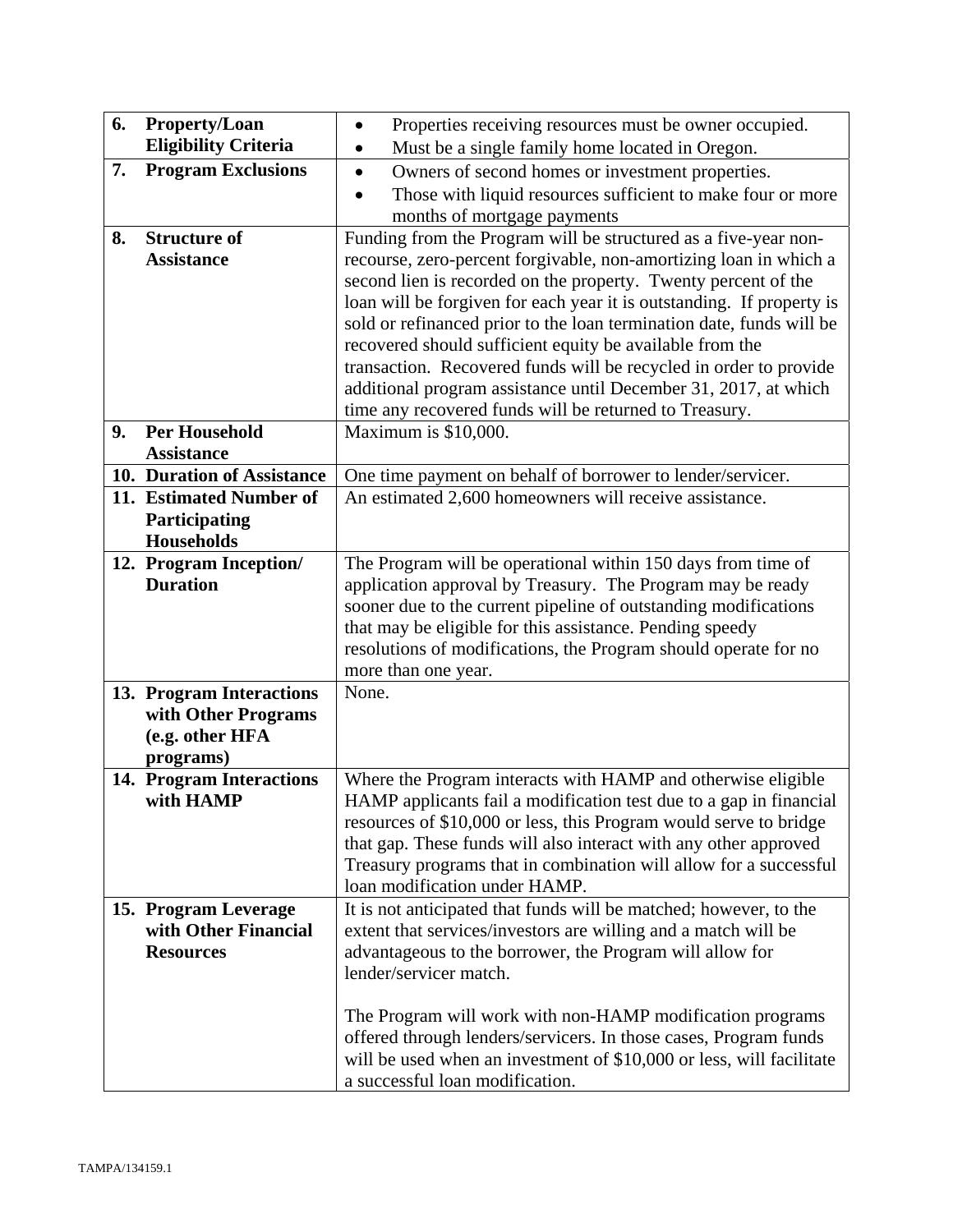| | |
|---|---|
| **6. Property/Loan Eligibility Criteria** | • Properties receiving resources must be owner occupied.<br>• Must be a single family home located in Oregon. |
| **7. Program Exclusions** | • Owners of second homes or investment properties.<br>• Those with liquid resources sufficient to make four or more months of mortgage payments |
| **8. Structure of Assistance** | Funding from the Program will be structured as a five-year non-recourse, zero-percent forgivable, non-amortizing loan in which a second lien is recorded on the property. Twenty percent of the loan will be forgiven for each year it is outstanding. If property is sold or refinanced prior to the loan termination date, funds will be recovered should sufficient equity be available from the transaction. Recovered funds will be recycled in order to provide additional program assistance until December 31, 2017, at which time any recovered funds will be returned to Treasury. |
| **9. Per Household Assistance** | Maximum is $10,000. |
| **10. Duration of Assistance** | One time payment on behalf of borrower to lender/servicer. |
| **11. Estimated Number of Participating Households** | An estimated 2,600 homeowners will receive assistance. |
| **12. Program Inception/ Duration** | The Program will be operational within 150 days from time of application approval by Treasury. The Program may be ready sooner due to the current pipeline of outstanding modifications that may be eligible for this assistance. Pending speedy resolutions of modifications, the Program should operate for no more than one year. |
| **13. Program Interactions with Other Programs (e.g. other HFA programs)** | None. |
| **14. Program Interactions with HAMP** | Where the Program interacts with HAMP and otherwise eligible HAMP applicants fail a modification test due to a gap in financial resources of $10,000 or less, this Program would serve to bridge that gap. These funds will also interact with any other approved Treasury programs that in combination will allow for a successful loan modification under HAMP. |
| **15. Program Leverage with Other Financial Resources** | It is not anticipated that funds will be matched; however, to the extent that services/investors are willing and a match will be advantageous to the borrower, the Program will allow for lender/servicer match.<br><br>The Program will work with non-HAMP modification programs offered through lenders/servicers. In those cases, Program funds will be used when an investment of $10,000 or less, will facilitate a successful loan modification. |

TAMPA/134159.1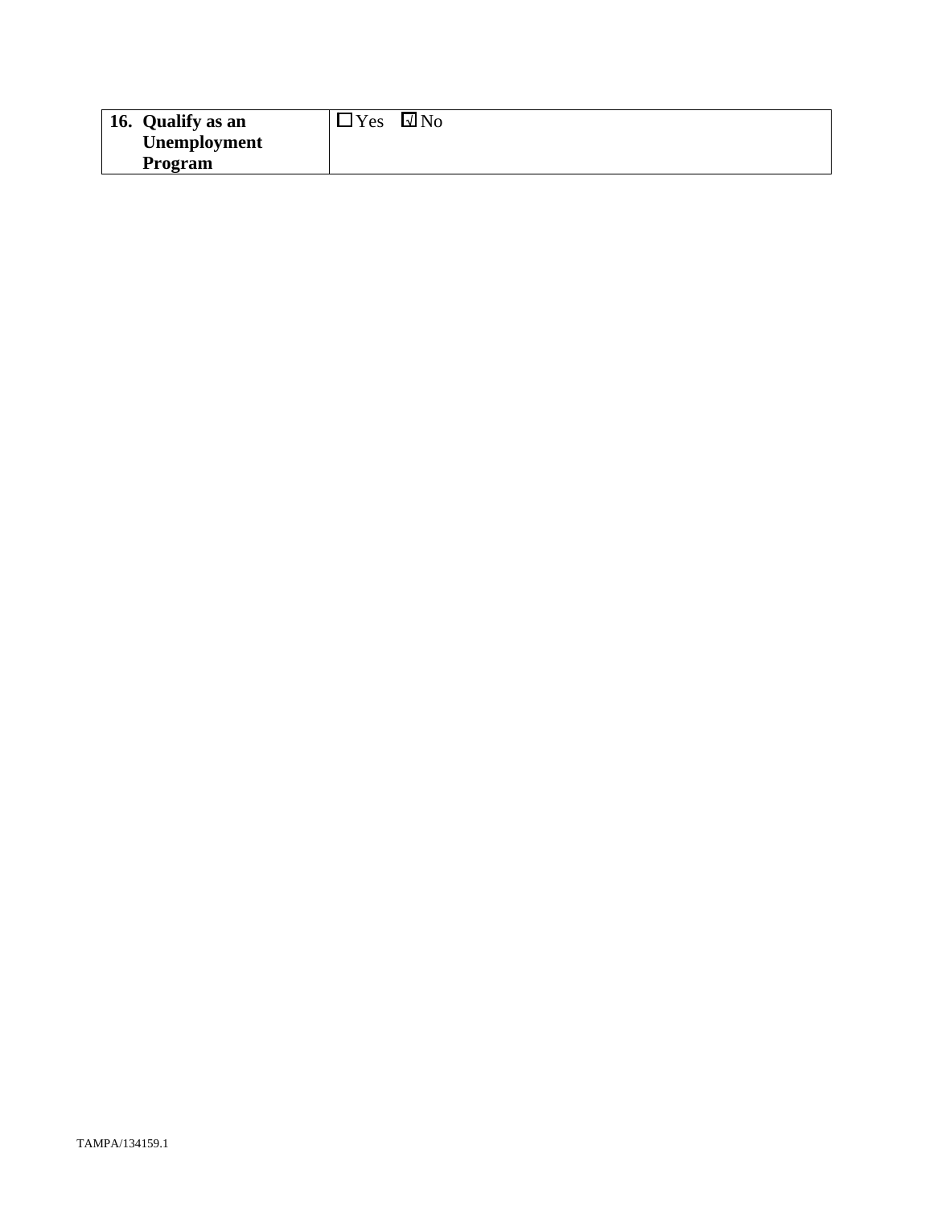| **16. Qualify as an Unemployment Program** | ☐ Yes ☑ No |
|---|---|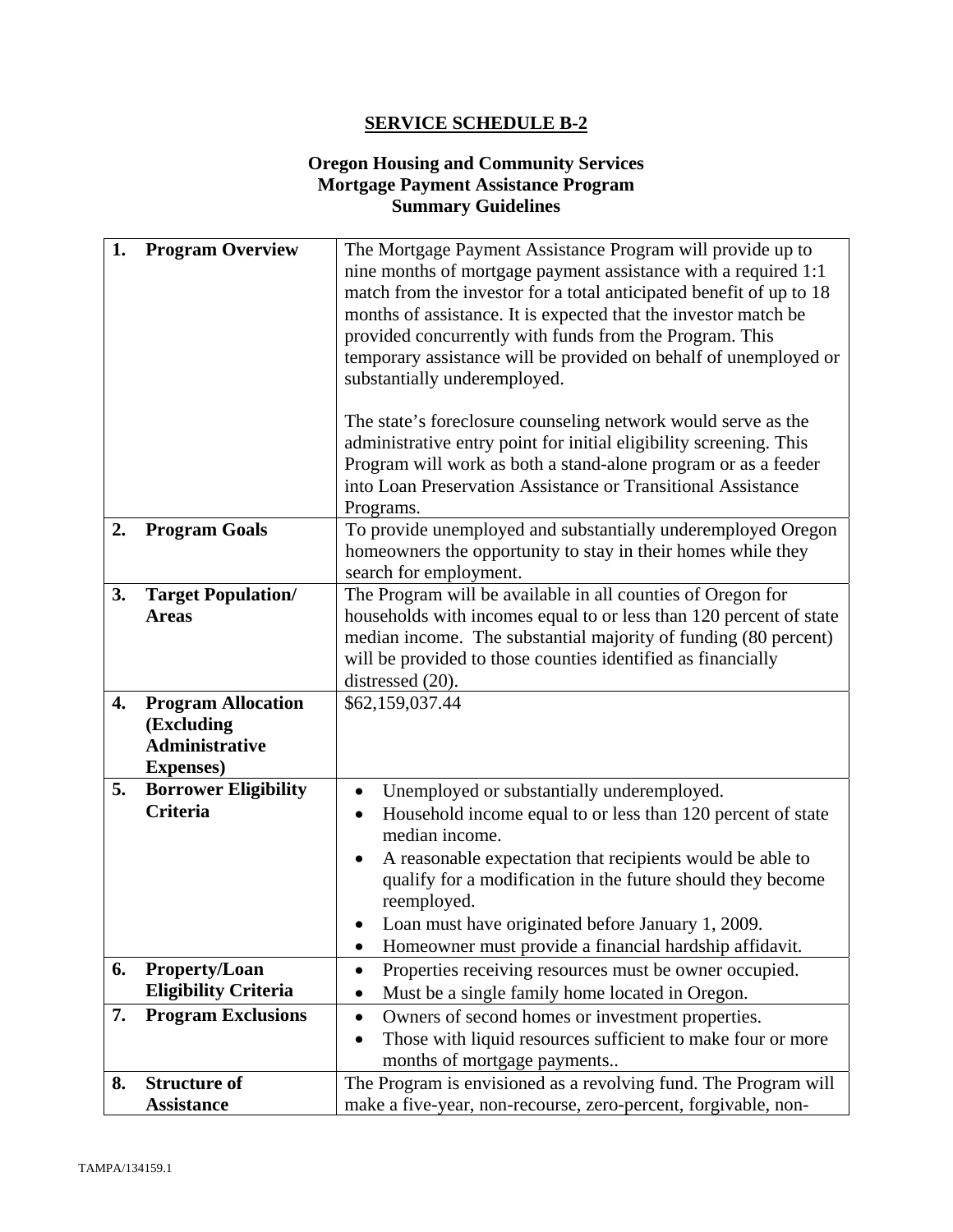## SERVICE SCHEDULE B-2

### Oregon Housing and Community Services
### Mortgage Payment Assistance Program
### Summary Guidelines

| | | |
|---|---|---|
| **1.** | **Program Overview** | The Mortgage Payment Assistance Program will provide up to nine months of mortgage payment assistance with a required 1:1 match from the investor for a total anticipated benefit of up to 18 months of assistance. It is expected that the investor match be provided concurrently with funds from the Program. This temporary assistance will be provided on behalf of unemployed or substantially underemployed.<br><br>The state's foreclosure counseling network would serve as the administrative entry point for initial eligibility screening. This Program will work as both a stand-alone program or as a feeder into Loan Preservation Assistance or Transitional Assistance Programs. |
| **2.** | **Program Goals** | To provide unemployed and substantially underemployed Oregon homeowners the opportunity to stay in their homes while they search for employment. |
| **3.** | **Target Population/ Areas** | The Program will be available in all counties of Oregon for households with incomes equal to or less than 120 percent of state median income. The substantial majority of funding (80 percent) will be provided to those counties identified as financially distressed (20). |
| **4.** | **Program Allocation (Excluding Administrative Expenses)** | $62,159,037.44 |
| **5.** | **Borrower Eligibility Criteria** | • Unemployed or substantially underemployed.<br>• Household income equal to or less than 120 percent of state median income.<br>• A reasonable expectation that recipients would be able to qualify for a modification in the future should they become reemployed.<br>• Loan must have originated before January 1, 2009.<br>• Homeowner must provide a financial hardship affidavit. |
| **6.** | **Property/Loan Eligibility Criteria** | • Properties receiving resources must be owner occupied.<br>• Must be a single family home located in Oregon. |
| **7.** | **Program Exclusions** | • Owners of second homes or investment properties.<br>• Those with liquid resources sufficient to make four or more months of mortgage payments.. |
| **8.** | **Structure of Assistance** | The Program is envisioned as a revolving fund. The Program will make a five-year, non-recourse, zero-percent, forgivable, non- |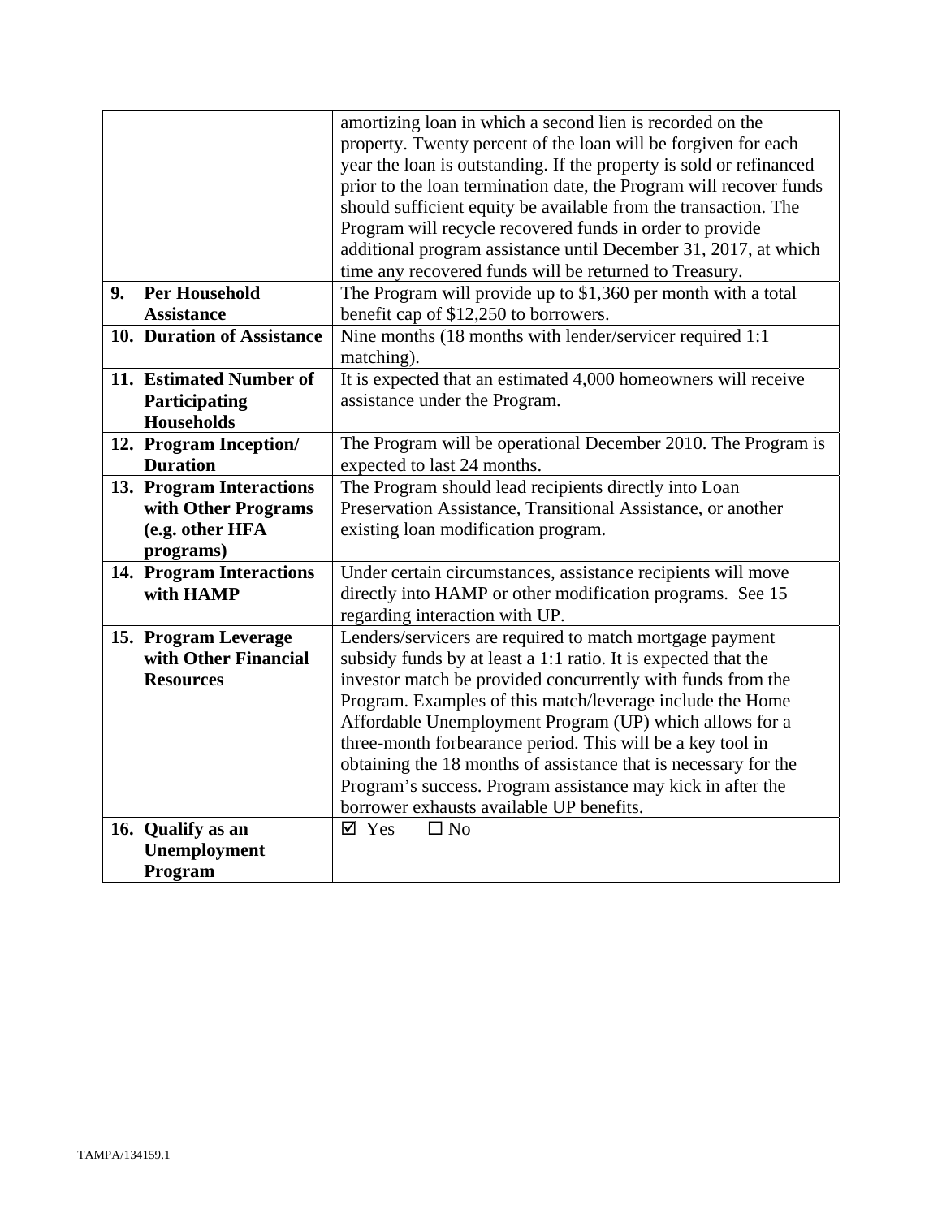| | |
|---|---|
| | amortizing loan in which a second lien is recorded on the property. Twenty percent of the loan will be forgiven for each year the loan is outstanding. If the property is sold or refinanced prior to the loan termination date, the Program will recover funds should sufficient equity be available from the transaction. The Program will recycle recovered funds in order to provide additional program assistance until December 31, 2017, at which time any recovered funds will be returned to Treasury. |
| **9. Per Household Assistance** | The Program will provide up to $1,360 per month with a total benefit cap of $12,250 to borrowers. |
| **10. Duration of Assistance** | Nine months (18 months with lender/servicer required 1:1 matching). |
| **11. Estimated Number of Participating Households** | It is expected that an estimated 4,000 homeowners will receive assistance under the Program. |
| **12. Program Inception/ Duration** | The Program will be operational December 2010. The Program is expected to last 24 months. |
| **13. Program Interactions with Other Programs (e.g. other HFA programs)** | The Program should lead recipients directly into Loan Preservation Assistance, Transitional Assistance, or another existing loan modification program. |
| **14. Program Interactions with HAMP** | Under certain circumstances, assistance recipients will move directly into HAMP or other modification programs. See 15 regarding interaction with UP. |
| **15. Program Leverage with Other Financial Resources** | Lenders/servicers are required to match mortgage payment subsidy funds by at least a 1:1 ratio. It is expected that the investor match be provided concurrently with funds from the Program. Examples of this match/leverage include the Home Affordable Unemployment Program (UP) which allows for a three-month forbearance period. This will be a key tool in obtaining the 18 months of assistance that is necessary for the Program's success. Program assistance may kick in after the borrower exhausts available UP benefits. |
| **16. Qualify as an Unemployment Program** | ☑ Yes ☐ No |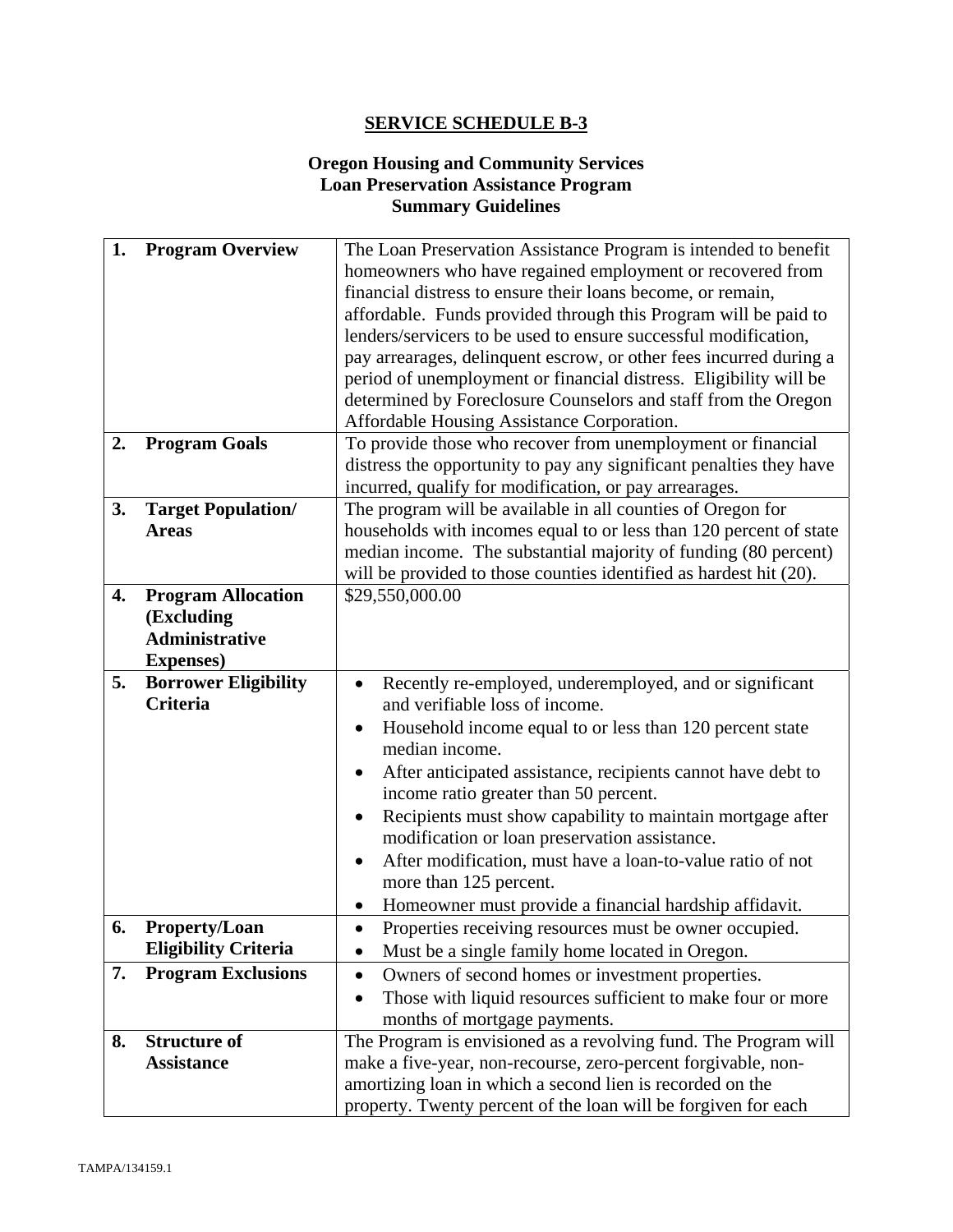# SERVICE SCHEDULE B-3

## Oregon Housing and Community Services
## Loan Preservation Assistance Program
## Summary Guidelines

| | | |
|---|---|---|
| **1.** | **Program Overview** | The Loan Preservation Assistance Program is intended to benefit homeowners who have regained employment or recovered from financial distress to ensure their loans become, or remain, affordable. Funds provided through this Program will be paid to lenders/servicers to be used to ensure successful modification, pay arrearages, delinquent escrow, or other fees incurred during a period of unemployment or financial distress. Eligibility will be determined by Foreclosure Counselors and staff from the Oregon Affordable Housing Assistance Corporation. |
| **2.** | **Program Goals** | To provide those who recover from unemployment or financial distress the opportunity to pay any significant penalties they have incurred, qualify for modification, or pay arrearages. |
| **3.** | **Target Population/ Areas** | The program will be available in all counties of Oregon for households with incomes equal to or less than 120 percent of state median income. The substantial majority of funding (80 percent) will be provided to those counties identified as hardest hit (20). |
| **4.** | **Program Allocation (Excluding Administrative Expenses)** | $29,550,000.00 |
| **5.** | **Borrower Eligibility Criteria** | • Recently re-employed, underemployed, and or significant and verifiable loss of income.<br>• Household income equal to or less than 120 percent state median income.<br>• After anticipated assistance, recipients cannot have debt to income ratio greater than 50 percent.<br>• Recipients must show capability to maintain mortgage after modification or loan preservation assistance.<br>• After modification, must have a loan-to-value ratio of not more than 125 percent.<br>• Homeowner must provide a financial hardship affidavit. |
| **6.** | **Property/Loan Eligibility Criteria** | • Properties receiving resources must be owner occupied.<br>• Must be a single family home located in Oregon. |
| **7.** | **Program Exclusions** | • Owners of second homes or investment properties.<br>• Those with liquid resources sufficient to make four or more months of mortgage payments. |
| **8.** | **Structure of Assistance** | The Program is envisioned as a revolving fund. The Program will make a five-year, non-recourse, zero-percent forgivable, non-amortizing loan in which a second lien is recorded on the property. Twenty percent of the loan will be forgiven for each |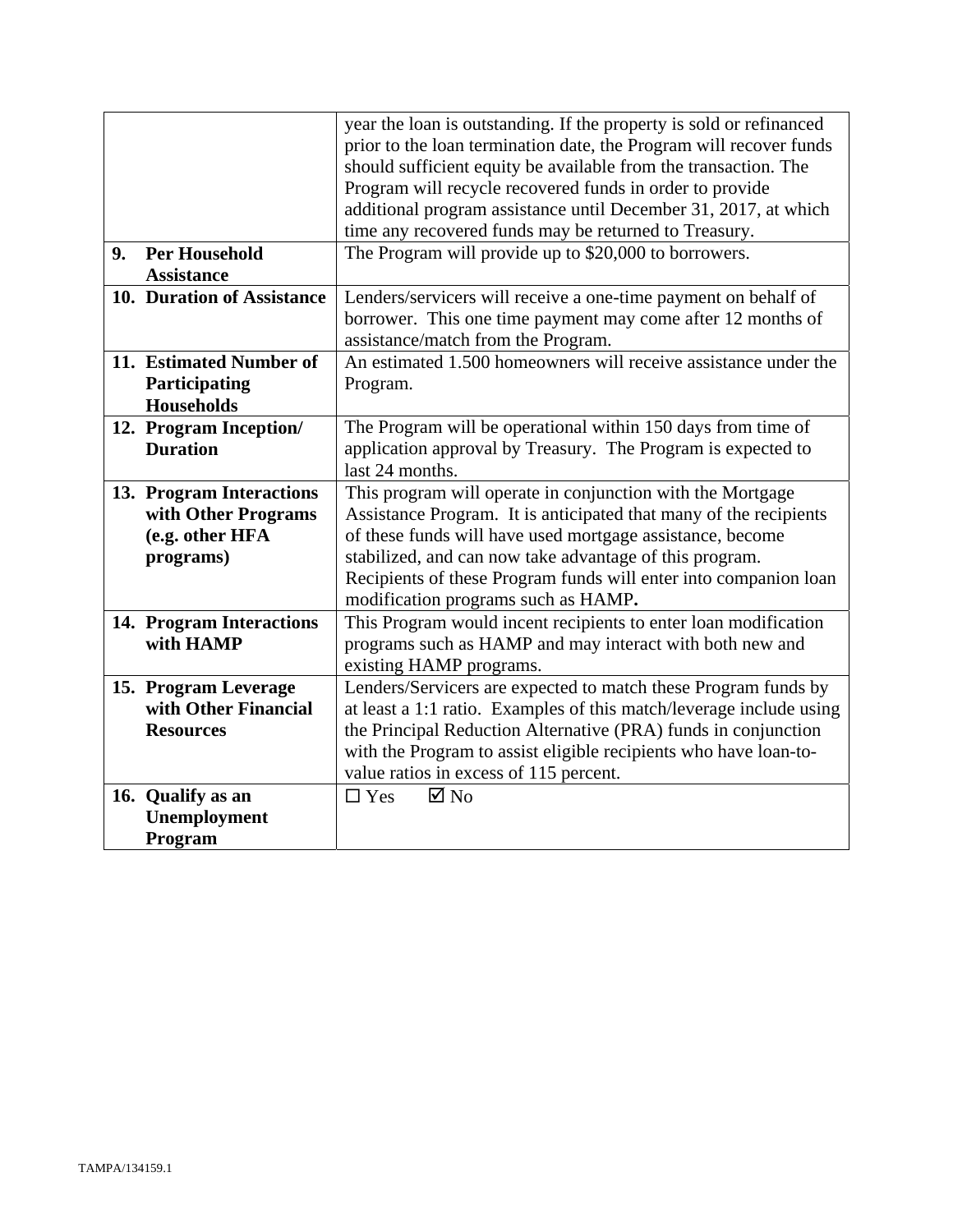| | |
|---|---|
| | year the loan is outstanding. If the property is sold or refinanced prior to the loan termination date, the Program will recover funds should sufficient equity be available from the transaction. The Program will recycle recovered funds in order to provide additional program assistance until December 31, 2017, at which time any recovered funds may be returned to Treasury. |
| **9. Per Household Assistance** | The Program will provide up to $20,000 to borrowers. |
| **10. Duration of Assistance** | Lenders/servicers will receive a one-time payment on behalf of borrower. This one time payment may come after 12 months of assistance/match from the Program. |
| **11. Estimated Number of Participating Households** | An estimated 1.500 homeowners will receive assistance under the Program. |
| **12. Program Inception/ Duration** | The Program will be operational within 150 days from time of application approval by Treasury. The Program is expected to last 24 months. |
| **13. Program Interactions with Other Programs (e.g. other HFA programs)** | This program will operate in conjunction with the Mortgage Assistance Program. It is anticipated that many of the recipients of these funds will have used mortgage assistance, become stabilized, and can now take advantage of this program. Recipients of these Program funds will enter into companion loan modification programs such as HAMP**.** |
| **14. Program Interactions with HAMP** | This Program would incent recipients to enter loan modification programs such as HAMP and may interact with both new and existing HAMP programs. |
| **15. Program Leverage with Other Financial Resources** | Lenders/Servicers are expected to match these Program funds by at least a 1:1 ratio. Examples of this match/leverage include using the Principal Reduction Alternative (PRA) funds in conjunction with the Program to assist eligible recipients who have loan-to-value ratios in excess of 115 percent. |
| **16. Qualify as an Unemployment Program** | ☐ Yes ☑ No |

TAMPA/134159.1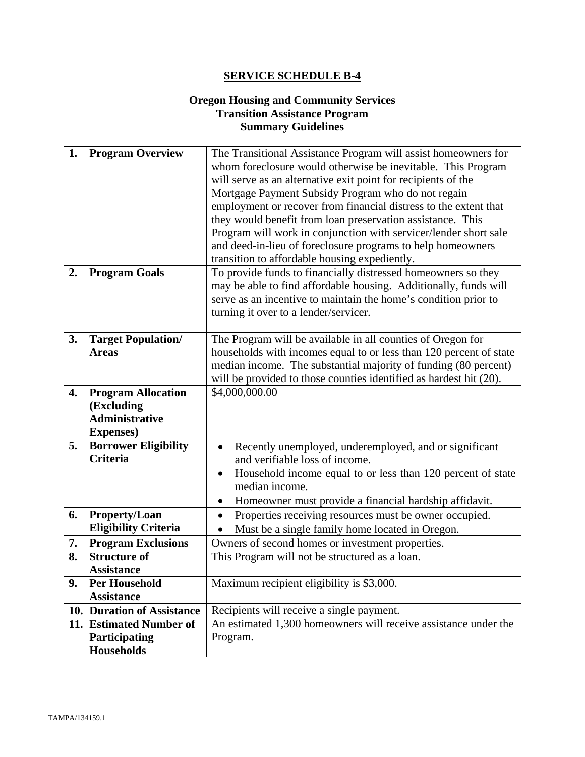# SERVICE SCHEDULE B-4

## Oregon Housing and Community Services
## Transition Assistance Program
## Summary Guidelines

| | |
|---|---|
| **1. Program Overview** | The Transitional Assistance Program will assist homeowners for whom foreclosure would otherwise be inevitable. This Program will serve as an alternative exit point for recipients of the Mortgage Payment Subsidy Program who do not regain employment or recover from financial distress to the extent that they would benefit from loan preservation assistance. This Program will work in conjunction with servicer/lender short sale and deed-in-lieu of foreclosure programs to help homeowners transition to affordable housing expediently. |
| **2. Program Goals** | To provide funds to financially distressed homeowners so they may be able to find affordable housing. Additionally, funds will serve as an incentive to maintain the home's condition prior to turning it over to a lender/servicer. |
| **3. Target Population/ Areas** | The Program will be available in all counties of Oregon for households with incomes equal to or less than 120 percent of state median income. The substantial majority of funding (80 percent) will be provided to those counties identified as hardest hit (20). |
| **4. Program Allocation (Excluding Administrative Expenses)** | $4,000,000.00 |
| **5. Borrower Eligibility Criteria** | • Recently unemployed, underemployed, and or significant and verifiable loss of income.<br>• Household income equal to or less than 120 percent of state median income.<br>• Homeowner must provide a financial hardship affidavit. |
| **6. Property/Loan Eligibility Criteria** | • Properties receiving resources must be owner occupied.<br>• Must be a single family home located in Oregon. |
| **7. Program Exclusions** | Owners of second homes or investment properties. |
| **8. Structure of Assistance** | This Program will not be structured as a loan. |
| **9. Per Household Assistance** | Maximum recipient eligibility is $3,000. |
| **10. Duration of Assistance** | Recipients will receive a single payment. |
| **11. Estimated Number of Participating Households** | An estimated 1,300 homeowners will receive assistance under the Program. |

TAMPA/134159.1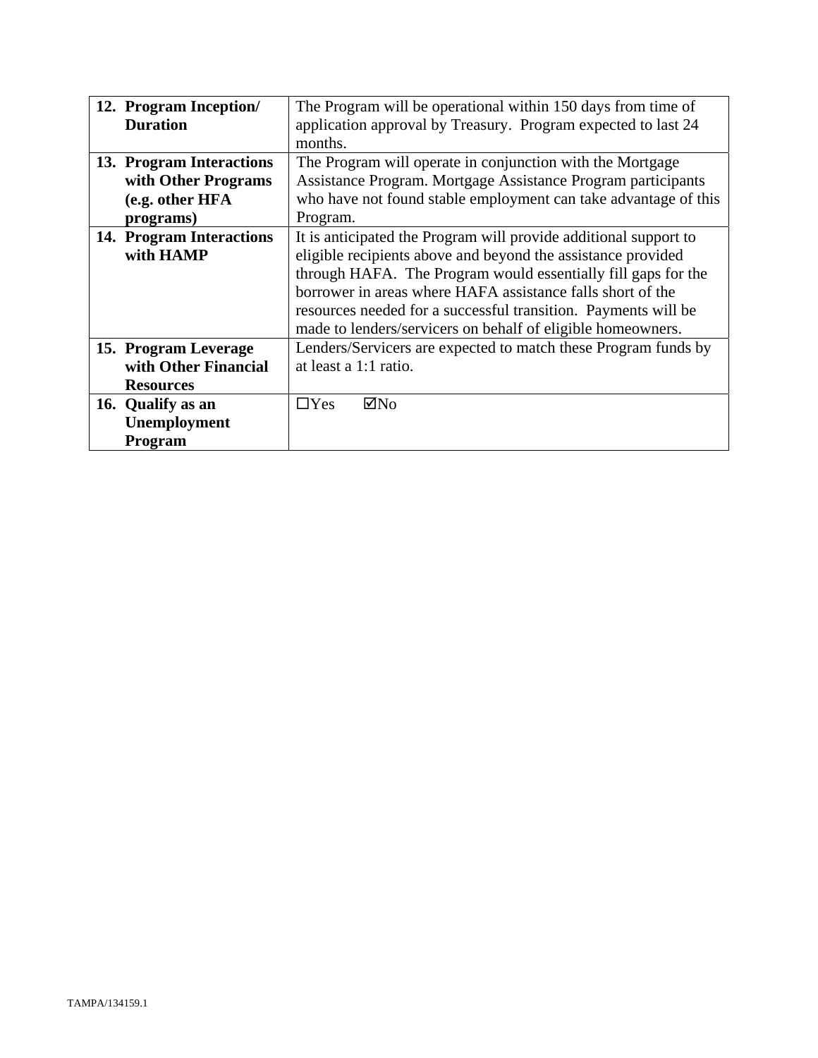| | |
|---|---|
| **12. Program Inception/ Duration** | The Program will be operational within 150 days from time of application approval by Treasury. Program expected to last 24 months. |
| **13. Program Interactions with Other Programs (e.g. other HFA programs)** | The Program will operate in conjunction with the Mortgage Assistance Program. Mortgage Assistance Program participants who have not found stable employment can take advantage of this Program. |
| **14. Program Interactions with HAMP** | It is anticipated the Program will provide additional support to eligible recipients above and beyond the assistance provided through HAFA. The Program would essentially fill gaps for the borrower in areas where HAFA assistance falls short of the resources needed for a successful transition. Payments will be made to lenders/servicers on behalf of eligible homeowners. |
| **15. Program Leverage with Other Financial Resources** | Lenders/Servicers are expected to match these Program funds by at least a 1:1 ratio. |
| **16. Qualify as an Unemployment Program** | ☐Yes ☑No |

TAMPA/134159.1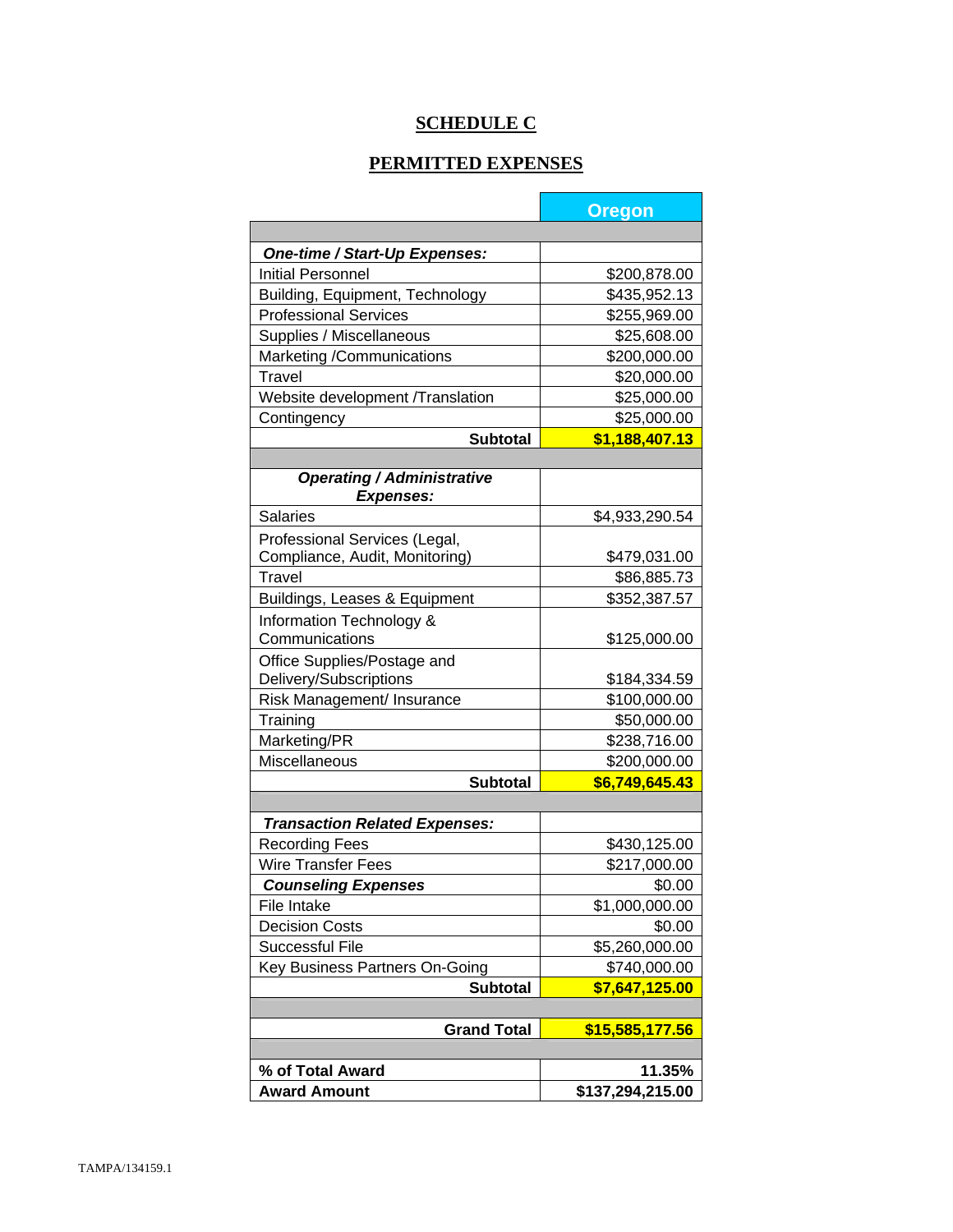# SCHEDULE C

## PERMITTED EXPENSES

| | Oregon |
|---|---|
| | |
| ***One-time / Start-Up Expenses:*** | |
| Initial Personnel | $200,878.00 |
| Building, Equipment, Technology | $435,952.13 |
| Professional Services | $255,969.00 |
| Supplies / Miscellaneous | $25,608.00 |
| Marketing /Communications | $200,000.00 |
| Travel | $20,000.00 |
| Website development /Translation | $25,000.00 |
| Contingency | $25,000.00 |
| **Subtotal** | **$1,188,407.13** |
| | |
| ***Operating / Administrative Expenses:*** | |
| Salaries | $4,933,290.54 |
| Professional Services (Legal, Compliance, Audit, Monitoring) | $479,031.00 |
| Travel | $86,885.73 |
| Buildings, Leases & Equipment | $352,387.57 |
| Information Technology & Communications | $125,000.00 |
| Office Supplies/Postage and Delivery/Subscriptions | $184,334.59 |
| Risk Management/ Insurance | $100,000.00 |
| Training | $50,000.00 |
| Marketing/PR | $238,716.00 |
| Miscellaneous | $200,000.00 |
| **Subtotal** | **$6,749,645.43** |
| | |
| ***Transaction Related Expenses:*** | |
| Recording Fees | $430,125.00 |
| Wire Transfer Fees | $217,000.00 |
| ***Counseling Expenses*** | $0.00 |
| File Intake | $1,000,000.00 |
| Decision Costs | $0.00 |
| Successful File | $5,260,000.00 |
| Key Business Partners On-Going | $740,000.00 |
| **Subtotal** | **$7,647,125.00** |
| | |
| **Grand Total** | **$15,585,177.56** |
| | |
| **% of Total Award** | **11.35%** |
| **Award Amount** | **$137,294,215.00** |

TAMPA/134159.1